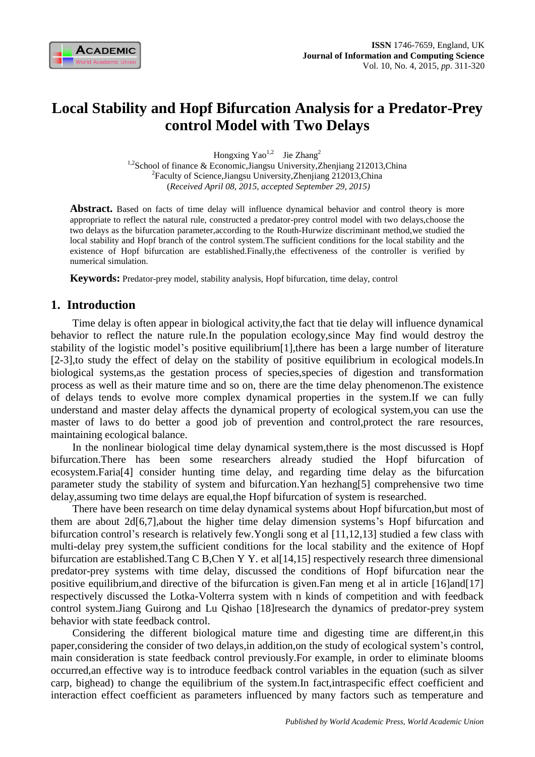# Local Stability and Hopf Bifurcation Analysis for a Predator-Prey control Model with Two Delays

Hongxing Yao[1,2] Jie Zhang[2]

[1,2]School of finance & Economic,Jiangsu University,Zhenjiang 212013,China

[2]Faculty of Science,Jiangsu University,Zhenjiang 212013,China

(*Received April 08, 2015, accepted September 29, 2015)*

**Abstract.** Based on facts of time delay will influence dynamical behavior and control theory is more appropriate to reflect the natural rule, constructed a predator-prey control model with two delays,choose the two delays as the bifurcation parameter,according to the Routh-Hurwize discriminant method,we studied the local stability and Hopf branch of the control system.The sufficient conditions for the local stability and the existence of Hopf bifurcation are established.Finally,the effectiveness of the controller is verified by numerical simulation.

**Keywords:** Predator-prey model, stability analysis, Hopf bifurcation, time delay, control

## 1. Introduction

Time delay is often appear in biological activity,the fact that tie delay will influence dynamical behavior to reflect the nature rule.In the population ecology,since May find would destroy the stability of the logistic model's positive equilibrium[1],there has been a large number of literature [2-3],to study the effect of delay on the stability of positive equilibrium in ecological models.In biological systems,as the gestation process of species,species of digestion and transformation process as well as their mature time and so on, there are the time delay phenomenon.The existence of delays tends to evolve more complex dynamical properties in the system.If we can fully understand and master delay affects the dynamical property of ecological system,you can use the master of laws to do better a good job of prevention and control,protect the rare resources, maintaining ecological balance.

In the nonlinear biological time delay dynamical system,there is the most discussed is Hopf bifurcation.There has been some researchers already studied the Hopf bifurcation of ecosystem.Faria[4] consider hunting time delay, and regarding time delay as the bifurcation parameter study the stability of system and bifurcation.Yan hezhang[5] comprehensive two time delay,assuming two time delays are equal,the Hopf bifurcation of system is researched.

There have been research on time delay dynamical systems about Hopf bifurcation,but most of them are about 2d[6,7],about the higher time delay dimension systems's Hopf bifurcation and bifurcation control's research is relatively few.Yongli song et al [11,12,13] studied a few class with multi-delay prey system,the sufficient conditions for the local stability and the exitence of Hopf bifurcation are established.Tang C B,Chen Y Y. et al[14,15] respectively research three dimensional predator-prey systems with time delay, discussed the conditions of Hopf bifurcation near the positive equilibrium,and directive of the bifurcation is given.Fan meng et al in article [16]and[17] respectively discussed the Lotka-Volterra system with n kinds of competition and with feedback control system.Jiang Guirong and Lu Qishao [18]research the dynamics of predator-prey system behavior with state feedback control.

Considering the different biological mature time and digesting time are different,in this paper,considering the consider of two delays,in addition,on the study of ecological system's control, main consideration is state feedback control previously.For example, in order to eliminate blooms occurred,an effective way is to introduce feedback control variables in the equation (such as silver carp, bighead) to change the equilibrium of the system.In fact,intraspecific effect coefficient and interaction effect coefficient as parameters influenced by many factors such as temperature and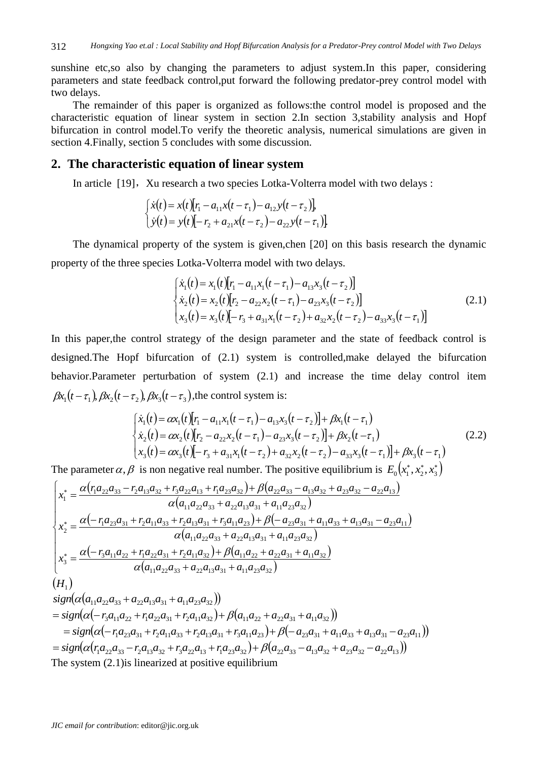sunshine etc,so also by changing the parameters to adjust system.In this paper, considering parameters and state feedback control,put forward the following predator-prey control model with two delays.

The remainder of this paper is organized as follows:the control model is proposed and the characteristic equation of linear system in section 2.In section 3,stability analysis and Hopf bifurcation in control model.To verify the theoretic analysis, numerical simulations are given in section 4.Finally, section 5 concludes with some discussion.

## 2. The characteristic equation of linear system

In article [19], Xu research a two species Lotka-Volterra model with two delays :

$$\begin{cases} \dot{x}(t) = x(t)[r_1 - a_{11}x(t-\tau_1) - a_{12}y(t-\tau_2)], \\ \dot{y}(t) = y(t)[-r_2 + a_{21}x(t-\tau_2) - a_{22}y(t-\tau_1)]. \end{cases}$$

The dynamical property of the system is given,chen [20] on this basis research the dynamic property of the three species Lotka-Volterra model with two delays.

$$\begin{cases} \dot{x}_1(t) = x_1(t)[r_1 - a_{11}x_1(t-\tau_1) - a_{13}x_3(t-\tau_2)] \\ \dot{x}_2(t) = x_2(t)[r_2 - a_{22}x_2(t-\tau_1) - a_{23}x_3(t-\tau_2)] \\ x_3(t) = x_3(t)[-r_3 + a_{31}x_1(t-\tau_2) + a_{32}x_2(t-\tau_2) - a_{33}x_3(t-\tau_1)] \end{cases} \tag{2.1}$$

In this paper,the control strategy of the design parameter and the state of feedback control is designed.The Hopf bifurcation of (2.1) system is controlled,make delayed the bifurcation behavior.Parameter perturbation of system (2.1) and increase the time delay control item $\beta x_1(t-\tau_1), \beta x_2(t-\tau_2), \beta x_3(t-\tau_3)$,the control system is:

$$\begin{cases} \dot{x}_1(t) = \alpha x_1(t)[r_1 - a_{11}x_1(t-\tau_1) - a_{13}x_3(t-\tau_2)] + \beta x_1(t-\tau_1) \\ \dot{x}_2(t) = \alpha x_2(t)[r_2 - a_{22}x_2(t-\tau_1) - a_{23}x_3(t-\tau_2)] + \beta x_2(t-\tau_1) \\ x_3(t) = \alpha x_3(t)[-r_3 + a_{31}x_1(t-\tau_2) + a_{32}x_2(t-\tau_2) - a_{33}x_3(t-\tau_1)] + \beta x_3(t-\tau_1) \end{cases} \tag{2.2}$$

The parameter $\alpha, \beta$ is non negative real number. The positive equilibrium is $E_0(x_1^*, x_2^*, x_3^*)$

$$\begin{cases} x_1^* = \dfrac{\alpha(r_1a_{22}a_{33} - r_2a_{13}a_{32} + r_3a_{22}a_{13} + r_1a_{23}a_{32}) + \beta(a_{22}a_{33} - a_{13}a_{32} + a_{23}a_{32} - a_{22}a_{13})}{\alpha(a_{11}a_{22}a_{33} + a_{22}a_{13}a_{31} + a_{11}a_{23}a_{32})} \\ x_2^* = \dfrac{\alpha(-r_1a_{23}a_{31} + r_2a_{11}a_{33} + r_2a_{13}a_{31} + r_3a_{11}a_{23}) + \beta(-a_{23}a_{31} + a_{11}a_{33} + a_{13}a_{31} - a_{23}a_{11})}{\alpha(a_{11}a_{22}a_{33} + a_{22}a_{13}a_{31} + a_{11}a_{23}a_{32})} \\ x_3^* = \dfrac{\alpha(-r_3a_{11}a_{22} + r_1a_{22}a_{31} + r_2a_{11}a_{32}) + \beta(a_{11}a_{22} + a_{22}a_{31} + a_{11}a_{32})}{\alpha(a_{11}a_{22}a_{33} + a_{22}a_{13}a_{31} + a_{11}a_{23}a_{32})} \end{cases}$$

$(H_1)$

$$\begin{aligned} & sign(\alpha(a_{11}a_{22}a_{33} + a_{22}a_{13}a_{31} + a_{11}a_{23}a_{32})) \\ &= sign(\alpha(-r_3a_{11}a_{22} + r_1a_{22}a_{31} + r_2a_{11}a_{32}) + \beta(a_{11}a_{22} + a_{22}a_{31} + a_{11}a_{32})) \\ &\quad = sign(\alpha(-r_1a_{23}a_{31} + r_2a_{11}a_{33} + r_2a_{13}a_{31} + r_3a_{11}a_{23}) + \beta(-a_{23}a_{31} + a_{11}a_{33} + a_{13}a_{31} - a_{23}a_{11})) \\ &= sign(\alpha(r_1a_{22}a_{33} - r_2a_{13}a_{32} + r_3a_{22}a_{13} + r_1a_{23}a_{32}) + \beta(a_{22}a_{33} - a_{13}a_{32} + a_{23}a_{32} - a_{22}a_{13})) \end{aligned}$$

The system (2.1)is linearized at positive equilibrium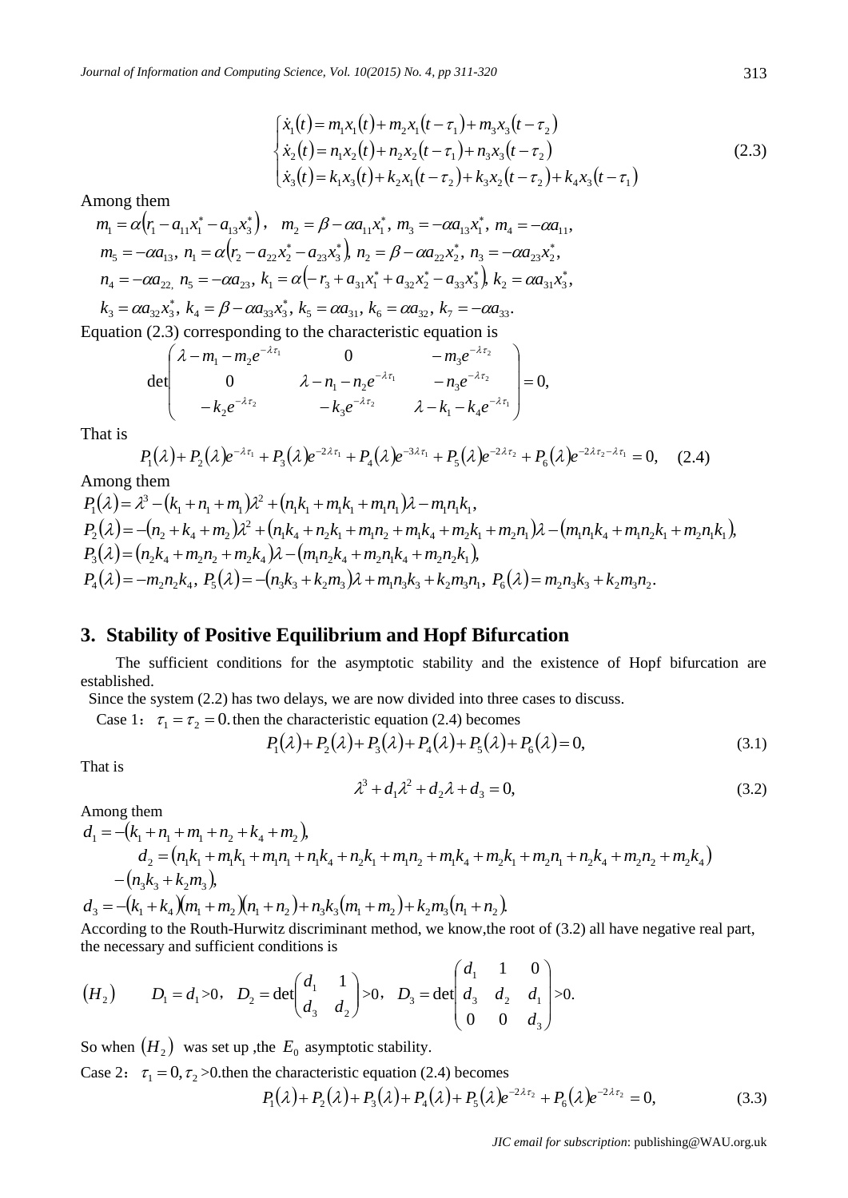$$
\begin{cases}
\dot{x}_1(t) = m_1 x_1(t) + m_2 x_1(t-\tau_1) + m_3 x_3(t-\tau_2) \\
\dot{x}_2(t) = n_1 x_2(t) + n_2 x_2(t-\tau_1) + n_3 x_3(t-\tau_2) \\
\dot{x}_3(t) = k_1 x_3(t) + k_2 x_1(t-\tau_2) + k_3 x_2(t-\tau_2) + k_4 x_3(t-\tau_1)
\end{cases}
\tag{2.3}
$$

Among them

$m_1 = \alpha\left(r_1 - a_{11}x_1^* - a_{13}x_3^*\right)$, $m_2 = \beta - \alpha a_{11}x_1^*$, $m_3 = -\alpha a_{13}x_1^*$, $m_4 = -\alpha a_{11}$,
$m_5 = -\alpha a_{13}$, $n_1 = \alpha\left(r_2 - a_{22}x_2^* - a_{23}x_3^*\right)$, $n_2 = \beta - \alpha a_{22}x_2^*$, $n_3 = -\alpha a_{23}x_2^*$,
$n_4 = -\alpha a_{22}$, $n_5 = -\alpha a_{23}$, $k_1 = \alpha\left(-r_3 + a_{31}x_1^* + a_{32}x_2^* - a_{33}x_3^*\right)$, $k_2 = \alpha a_{31}x_3^*$,
$k_3 = \alpha a_{32}x_3^*$, $k_4 = \beta - \alpha a_{33}x_3^*$, $k_5 = \alpha a_{31}$, $k_6 = \alpha a_{32}$, $k_7 = -\alpha a_{33}$.

Equation (2.3) corresponding to the characteristic equation is

$$
\det\begin{pmatrix}
\lambda - m_1 - m_2 e^{-\lambda\tau_1} & 0 & -m_3 e^{-\lambda\tau_2} \\
0 & \lambda - n_1 - n_2 e^{-\lambda\tau_1} & -n_3 e^{-\lambda\tau_2} \\
-k_2 e^{-\lambda\tau_2} & -k_3 e^{-\lambda\tau_2} & \lambda - k_1 - k_4 e^{-\lambda\tau_1}
\end{pmatrix} = 0,
$$

That is

$$
P_1(\lambda) + P_2(\lambda)e^{-\lambda\tau_1} + P_3(\lambda)e^{-2\lambda\tau_1} + P_4(\lambda)e^{-3\lambda\tau_1} + P_5(\lambda)e^{-2\lambda\tau_2} + P_6(\lambda)e^{-2\lambda\tau_2 - \lambda\tau_1} = 0, \tag{2.4}
$$

Among them

$P_1(\lambda) = \lambda^3 - (k_1 + n_1 + m_1)\lambda^2 + (n_1k_1 + m_1k_1 + m_1n_1)\lambda - m_1n_1k_1$,
$P_2(\lambda) = -(n_2 + k_4 + m_2)\lambda^2 + (n_1k_4 + n_2k_1 + m_1n_2 + m_1k_4 + m_2k_1 + m_2n_1)\lambda - (m_1n_1k_4 + m_1n_2k_1 + m_2n_1k_1)$,
$P_3(\lambda) = (n_2k_4 + m_2n_2 + m_2k_4)\lambda - (m_1n_2k_4 + m_2n_1k_4 + m_2n_2k_1)$,
$P_4(\lambda) = -m_2n_2k_4$, $P_5(\lambda) = -(n_3k_3 + k_2m_3)\lambda + m_1n_3k_3 + k_2m_3n_1$, $P_6(\lambda) = m_2n_3k_3 + k_2m_3n_2$.

## 3. Stability of Positive Equilibrium and Hopf Bifurcation

The sufficient conditions for the asymptotic stability and the existence of Hopf bifurcation are established.

Since the system (2.2) has two delays, we are now divided into three cases to discuss.

Case 1: $\tau_1 = \tau_2 = 0$. then the characteristic equation (2.4) becomes

$$
P_1(\lambda) + P_2(\lambda) + P_3(\lambda) + P_4(\lambda) + P_5(\lambda) + P_6(\lambda) = 0, \tag{3.1}
$$

That is

$$
\lambda^3 + d_1\lambda^2 + d_2\lambda + d_3 = 0, \tag{3.2}
$$

Among them

$d_1 = -(k_1 + n_1 + m_1 + n_2 + k_4 + m_2)$,
$d_2 = (n_1k_1 + m_1k_1 + m_1n_1 + n_1k_4 + n_2k_1 + m_1n_2 + m_1k_4 + m_2k_1 + m_2n_1 + n_2k_4 + m_2n_2 + m_2k_4) - (n_3k_3 + k_2m_3)$,
$d_3 = -(k_1 + k_4)(m_1 + m_2)(n_1 + n_2) + n_3k_3(m_1 + m_2) + k_2m_3(n_1 + n_2)$.

According to the Routh-Hurwitz discriminant method, we know,the root of (3.2) all have negative real part, the necessary and sufficient conditions is

$$
(H_2) \qquad D_1 = d_1 > 0,\quad D_2 = \det\begin{pmatrix} d_1 & 1 \\ d_3 & d_2 \end{pmatrix} > 0,\quad D_3 = \det\begin{pmatrix} d_1 & 1 & 0 \\ d_3 & d_2 & d_1 \\ 0 & 0 & d_3 \end{pmatrix} > 0.
$$

So when $(H_2)$ was set up ,the $E_0$ asymptotic stability.

Case 2: $\tau_1 = 0, \tau_2 > 0$.then the characteristic equation (2.4) becomes

$$
P_1(\lambda) + P_2(\lambda) + P_3(\lambda) + P_4(\lambda) + P_5(\lambda)e^{-2\lambda\tau_2} + P_6(\lambda)e^{-2\lambda\tau_2} = 0, \tag{3.3}
$$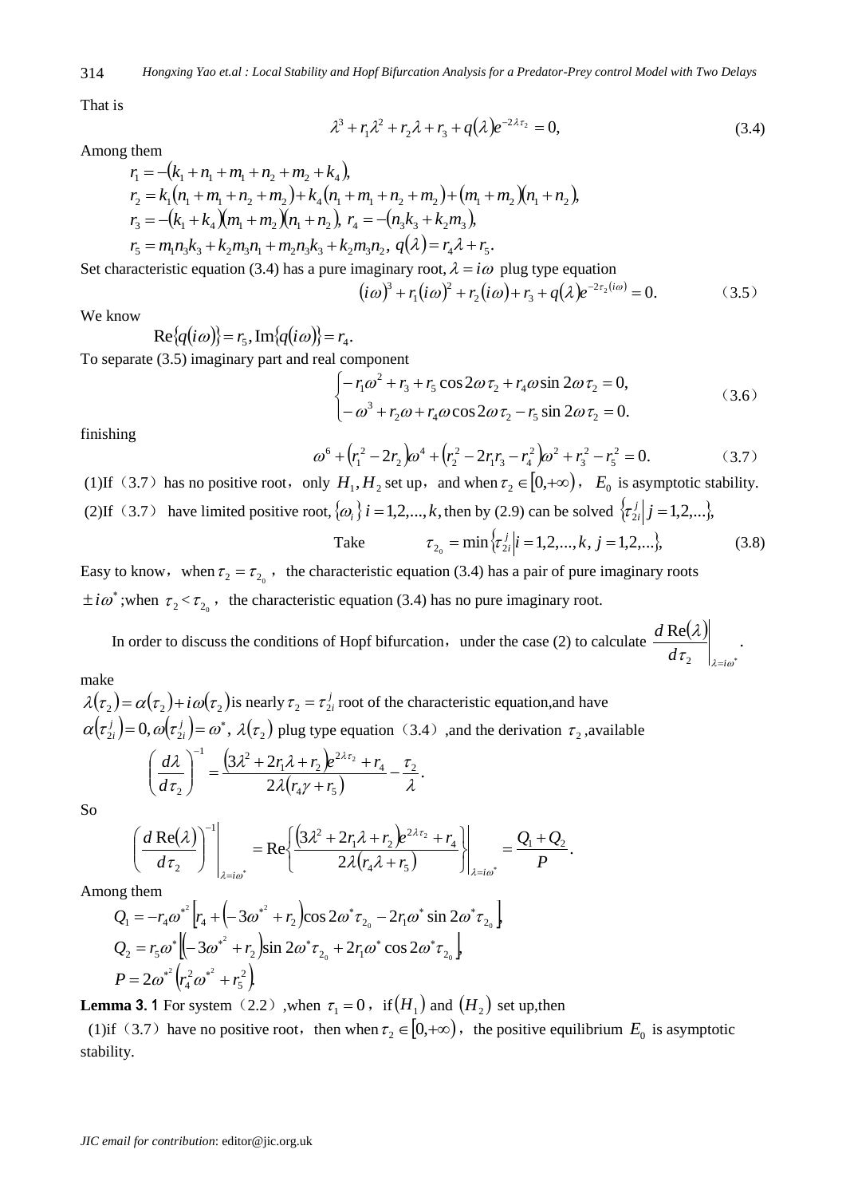That is

$$\lambda^3 + r_1\lambda^2 + r_2\lambda + r_3 + q(\lambda)e^{-2\lambda\tau_2} = 0, \tag{3.4}$$

Among them

$$r_1 = -(k_1 + n_1 + m_1 + n_2 + m_2 + k_4),$$
$$r_2 = k_1(n_1 + m_1 + n_2 + m_2) + k_4(n_1 + m_1 + n_2 + m_2) + (m_1 + m_2)(n_1 + n_2),$$
$$r_3 = -(k_1 + k_4)(m_1 + m_2)(n_1 + n_2),\ r_4 = -(n_3k_3 + k_2m_3),$$
$$r_5 = m_1n_3k_3 + k_2m_3n_1 + m_2n_3k_3 + k_2m_3n_2,\ q(\lambda) = r_4\lambda + r_5.$$

Set characteristic equation (3.4) has a pure imaginary root, $\lambda = i\omega$ plug type equation

$$(i\omega)^3 + r_1(i\omega)^2 + r_2(i\omega) + r_3 + q(\lambda)e^{-2\tau_2(i\omega)} = 0. \tag{3.5}$$

We know

$$\mathrm{Re}\{q(i\omega)\} = r_5, \mathrm{Im}\{q(i\omega)\} = r_4.$$

To separate (3.5) imaginary part and real component

$$\begin{cases} -r_1\omega^2 + r_3 + r_5\cos 2\omega\tau_2 + r_4\omega\sin 2\omega\tau_2 = 0, \\ -\omega^3 + r_2\omega + r_4\omega\cos 2\omega\tau_2 - r_5\sin 2\omega\tau_2 = 0. \end{cases} \tag{3.6}$$

finishing

$$\omega^6 + (r_1^2 - 2r_2)\omega^4 + (r_2^2 - 2r_1r_3 - r_4^2)\omega^2 + r_3^2 - r_5^2 = 0. \tag{3.7}$$

(1)If (3.7) has no positive root, only $H_1, H_2$ set up, and when $\tau_2 \in [0,+\infty)$, $E_0$ is asymptotic stability.

(2)If (3.7) have limited positive root, $\{\omega_i\}\ i = 1,2,...,k$, then by (2.9) can be solved $\{\tau_{2i}^j \mid j = 1,2,...\}$,

$$\text{Take} \qquad \tau_{2_0} = \min\{\tau_{2i}^j \mid i = 1,2,...,k,\ j = 1,2,...\}, \tag{3.8}$$

Easy to know, when $\tau_2 = \tau_{2_0}$, the characteristic equation (3.4) has a pair of pure imaginary roots $\pm i\omega^*$; when $\tau_2 < \tau_{2_0}$, the characteristic equation (3.4) has no pure imaginary root.

In order to discuss the conditions of Hopf bifurcation, under the case (2) to calculate $\left.\dfrac{d\,\mathrm{Re}(\lambda)}{d\tau_2}\right|_{\lambda=i\omega^*}$.

make

$\lambda(\tau_2) = \alpha(\tau_2) + i\omega(\tau_2)$ is nearly $\tau_2 = \tau_{2i}^j$ root of the characteristic equation, and have $\alpha(\tau_{2i}^j) = 0, \omega(\tau_{2i}^j) = \omega^*$, $\lambda(\tau_2)$ plug type equation (3.4), and the derivation $\tau_2$, available

$$\left(\frac{d\lambda}{d\tau_2}\right)^{-1} = \frac{(3\lambda^2 + 2r_1\lambda + r_2)e^{2\lambda\tau_2} + r_4}{2\lambda(r_4\gamma + r_5)} - \frac{\tau_2}{\lambda}.$$

So

$$\left.\left(\frac{d\,\mathrm{Re}(\lambda)}{d\tau_2}\right)^{-1}\right|_{\lambda=i\omega^*} = \mathrm{Re}\left.\left\{\frac{(3\lambda^2 + 2r_1\lambda + r_2)e^{2\lambda\tau_2} + r_4}{2\lambda(r_4\lambda + r_5)}\right\}\right|_{\lambda=i\omega^*} = \frac{Q_1 + Q_2}{P}.$$

Among them

$$Q_1 = -r_4\omega^{*^2}\left[r_4 + (-3\omega^{*^2} + r_2)\cos 2\omega^*\tau_{2_0} - 2r_1\omega^*\sin 2\omega^*\tau_{2_0}\right],$$
$$Q_2 = r_5\omega^*\left[(-3\omega^{*^2} + r_2)\sin 2\omega^*\tau_{2_0} + 2r_1\omega^*\cos 2\omega^*\tau_{2_0}\right],$$
$$P = 2\omega^{*^2}\left(r_4^2\omega^{*^2} + r_5^2\right).$$

**Lemma 3. 1** For system (2.2), when $\tau_1 = 0$, if $(H_1)$ and $(H_2)$ set up, then

(1)if (3.7) have no positive root, then when $\tau_2 \in [0,+\infty)$, the positive equilibrium $E_0$ is asymptotic stability.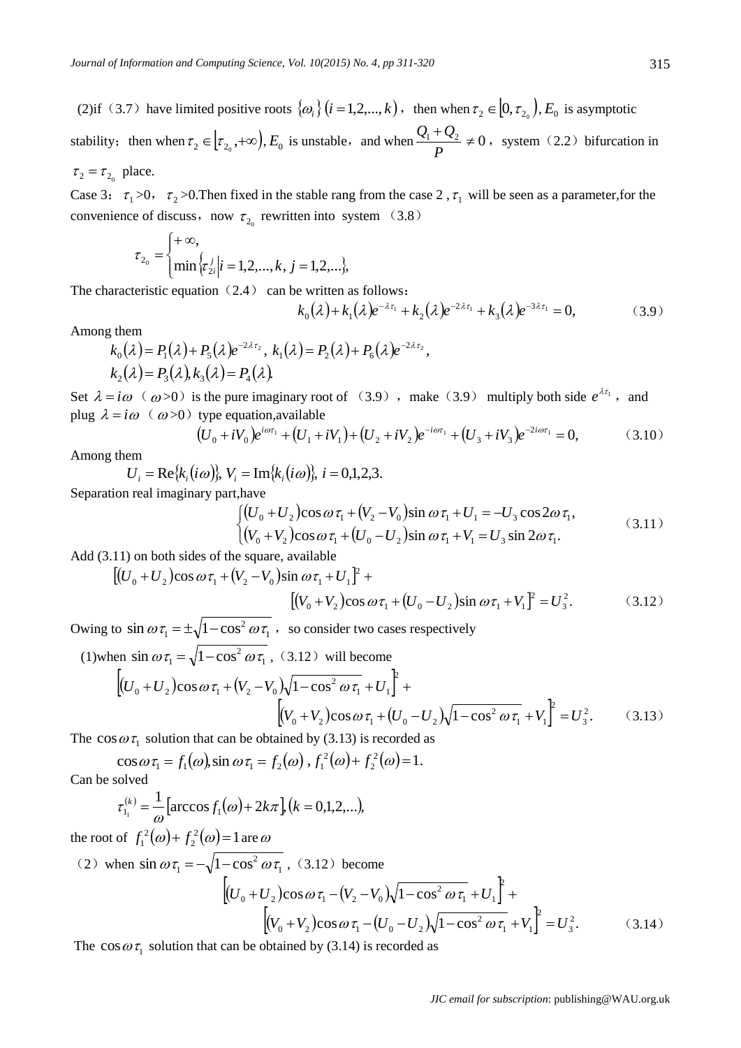(2)if（3.7）have limited positive roots $\{\omega_i\}\ (i=1,2,...,k)$， then when $\tau_2 \in [0, \tau_{2_0}), E_0$ is asymptotic stability；then when $\tau_2 \in [\tau_{2_0}, +\infty), E_0$ is unstable，and when $\frac{Q_1+Q_2}{P} \neq 0$， system（2.2）bifurcation in $\tau_2 = \tau_{2_0}$ place.

Case 3： $\tau_1 > 0$， $\tau_2 > 0$.Then fixed in the stable rang from the case 2 , $\tau_1$ will be seen as a parameter,for the convenience of discuss，now $\tau_{2_0}$ rewritten into system （3.8）

$$\tau_{2_0} = \begin{cases} +\infty, \\ \min\{\tau_{2i}^j \mid i=1,2,...,k,\ j=1,2,...\}, \end{cases}$$

The characteristic equation（2.4） can be written as follows：

$$k_0(\lambda) + k_1(\lambda)e^{-\lambda\tau_1} + k_2(\lambda)e^{-2\lambda\tau_1} + k_3(\lambda)e^{-3\lambda\tau_1} = 0, \qquad (3.9)$$

Among them

$$k_0(\lambda) = P_1(\lambda) + P_5(\lambda)e^{-2\lambda\tau_2},\ k_1(\lambda) = P_2(\lambda) + P_6(\lambda)e^{-2\lambda\tau_2},$$
$$k_2(\lambda) = P_3(\lambda), k_3(\lambda) = P_4(\lambda).$$

Set $\lambda = i\omega$（$\omega > 0$）is the pure imaginary root of （3.9），make（3.9） multiply both side $e^{\lambda\tau_1}$， and plug $\lambda = i\omega$（$\omega > 0$）type equation,available

$$(U_0 + iV_0)e^{i\omega\tau_1} + (U_1 + iV_1) + (U_2 + iV_2)e^{-i\omega\tau_1} + (U_3 + iV_3)e^{-2i\omega\tau_1} = 0, \qquad (3.10)$$

Among them

$$U_i = \mathrm{Re}\{k_i(i\omega)\},\ V_i = \mathrm{Im}\{k_i(i\omega)\},\ i = 0,1,2,3.$$

Separation real imaginary part,have

$$\begin{cases} (U_0 + U_2)\cos\omega\tau_1 + (V_2 - V_0)\sin\omega\tau_1 + U_1 = -U_3\cos 2\omega\tau_1, \\ (V_0 + V_2)\cos\omega\tau_1 + (U_0 - U_2)\sin\omega\tau_1 + V_1 = U_3\sin 2\omega\tau_1. \end{cases} \qquad (3.11)$$

Add (3.11) on both sides of the square, available

$$[(U_0 + U_2)\cos\omega\tau_1 + (V_2 - V_0)\sin\omega\tau_1 + U_1]^2 + [(V_0 + V_2)\cos\omega\tau_1 + (U_0 - U_2)\sin\omega\tau_1 + V_1]^2 = U_3^2. \qquad (3.12)$$

Owing to $\sin\omega\tau_1 = \pm\sqrt{1 - \cos^2\omega\tau_1}$， so consider two cases respectively

(1)when $\sin\omega\tau_1 = \sqrt{1 - \cos^2\omega\tau_1}$ ,（3.12）will become

$$\left[(U_0 + U_2)\cos\omega\tau_1 + (V_2 - V_0)\sqrt{1 - \cos^2\omega\tau_1} + U_1\right]^2 + \left[(V_0 + V_2)\cos\omega\tau_1 + (U_0 - U_2)\sqrt{1 - \cos^2\omega\tau_1} + V_1\right]^2 = U_3^2. \qquad (3.13)$$

The $\cos\omega\tau_1$ solution that can be obtained by (3.13) is recorded as

$$\cos\omega\tau_1 = f_1(\omega), \sin\omega\tau_1 = f_2(\omega),\ f_1^2(\omega) + f_2^2(\omega) = 1.$$

Can be solved

$$\tau_{1_1}^{(k)} = \frac{1}{\omega}[\arccos f_1(\omega) + 2k\pi], (k = 0,1,2,...),$$

the root of $f_1^2(\omega) + f_2^2(\omega) = 1$ are $\omega$

（2） when $\sin\omega\tau_1 = -\sqrt{1 - \cos^2\omega\tau_1}$ ,（3.12）become

$$\left[(U_0 + U_2)\cos\omega\tau_1 - (V_2 - V_0)\sqrt{1 - \cos^2\omega\tau_1} + U_1\right]^2 + \left[(V_0 + V_2)\cos\omega\tau_1 - (U_0 - U_2)\sqrt{1 - \cos^2\omega\tau_1} + V_1\right]^2 = U_3^2. \qquad (3.14)$$

The $\cos\omega\tau_1$ solution that can be obtained by (3.14) is recorded as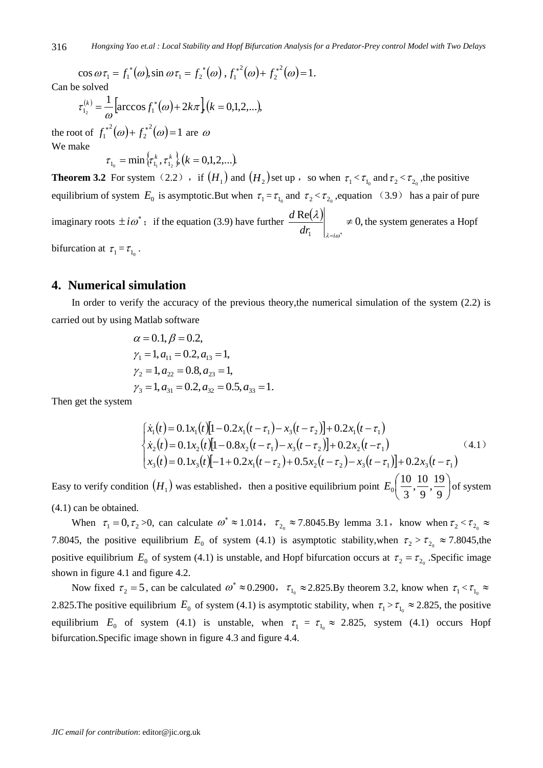$$\cos\omega\tau_1 = f_1^*(\omega), \sin\omega\tau_1 = f_2^*(\omega), \ f_1^{*2}(\omega) + f_2^{*2}(\omega) = 1.$$

Can be solved

$$\tau_{1_2}^{(k)} = \frac{1}{\omega}\left[\arccos f_1^*(\omega) + 2k\pi\right], (k = 0,1,2,...),$$

the root of $f_1^{*2}(\omega) + f_2^{*2}(\omega) = 1$ are $\omega$

We make

$$\tau_{1_0} = \min\{\tau_{1_1}^k, \tau_{1_2}^k\}, (k = 0,1,2,...).$$

**Theorem 3.2** For system (2.2), if $(H_1)$ and $(H_2)$ set up, so when $\tau_1 < \tau_{1_0}$ and $\tau_2 < \tau_{2_0}$, the positive equilibrium of system $E_0$ is asymptotic. But when $\tau_1 = \tau_{1_0}$ and $\tau_2 < \tau_{2_0}$, equation (3.9) has a pair of pure imaginary roots $\pm i\omega^*$; if the equation (3.9) have further $\left.\frac{d\,\mathrm{Re}(\lambda)}{dr_1}\right|_{\lambda = i\omega^*} \neq 0,$ the system generates a Hopf bifurcation at $\tau_1 = \tau_{1_0}$.

## 4. Numerical simulation

In order to verify the accuracy of the previous theory, the numerical simulation of the system (2.2) is carried out by using Matlab software

$$\begin{aligned}
&\alpha = 0.1, \beta = 0.2, \\
&\gamma_1 = 1, a_{11} = 0.2, a_{13} = 1, \\
&\gamma_2 = 1, a_{22} = 0.8, a_{23} = 1, \\
&\gamma_3 = 1, a_{31} = 0.2, a_{32} = 0.5, a_{33} = 1.
\end{aligned}$$

Then get the system

$$\begin{cases}
\dot{x}_1(t) = 0.1x_1(t)\left[1 - 0.2x_1(t-\tau_1) - x_3(t-\tau_2)\right] + 0.2x_1(t-\tau_1) \\
\dot{x}_2(t) = 0.1x_2(t)\left[1 - 0.8x_2(t-\tau_1) - x_3(t-\tau_2)\right] + 0.2x_2(t-\tau_1) \\
x_3(t) = 0.1x_3(t)\left[-1 + 0.2x_1(t-\tau_2) + 0.5x_2(t-\tau_2) - x_3(t-\tau_1)\right] + 0.2x_3(t-\tau_1)
\end{cases} \tag{4.1}$$

Easy to verify condition $(H_1)$ was established, then a positive equilibrium point $E_0\left(\frac{10}{3}, \frac{10}{9}, \frac{19}{9}\right)$ of system (4.1) can be obtained.

When $\tau_1 = 0, \tau_2 > 0$, can calculate $\omega^* \approx 1.014$, $\tau_{2_0} \approx 7.8045$. By lemma 3.1, know when $\tau_2 < \tau_{2_0} \approx 7.8045$, the positive equilibrium $E_0$ of system (4.1) is asymptotic stability, when $\tau_2 > \tau_{2_0} \approx 7.8045$, the positive equilibrium $E_0$ of system (4.1) is unstable, and Hopf bifurcation occurs at $\tau_2 = \tau_{2_0}$. Specific image shown in figure 4.1 and figure 4.2.

Now fixed $\tau_2 = 5$, can be calculated $\omega^* \approx 0.2900$, $\tau_{1_0} \approx 2.825$. By theorem 3.2, know when $\tau_1 < \tau_{1_0} \approx 2.825$. The positive equilibrium $E_0$ of system (4.1) is asymptotic stability, when $\tau_1 > \tau_{1_0} \approx 2.825$, the positive equilibrium $E_0$ of system (4.1) is unstable, when $\tau_1 = \tau_{1_0} \approx 2.825$, system (4.1) occurs Hopf bifurcation. Specific image shown in figure 4.3 and figure 4.4.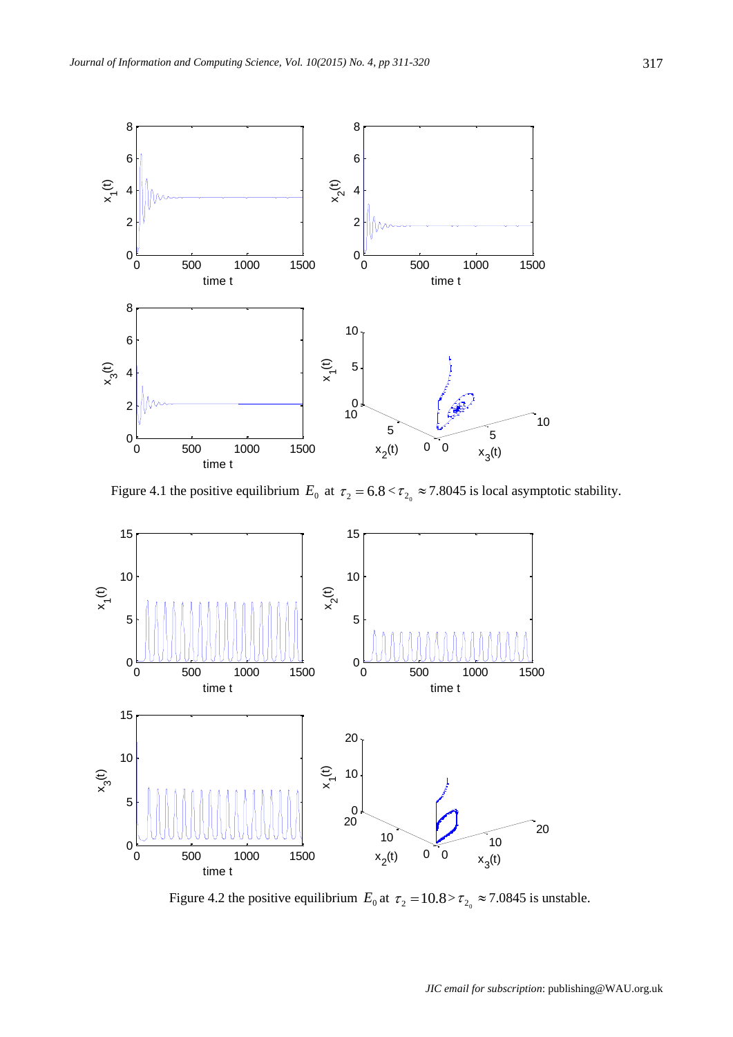Figure 4.1 the positive equilibrium $E_0$ at $\tau_2 = 6.8 < \tau_{2_0} \approx 7.8045$ is local asymptotic stability.

Figure 4.2 the positive equilibrium $E_0$ at $\tau_2 = 10.8 > \tau_{2_0} \approx 7.0845$ is unstable.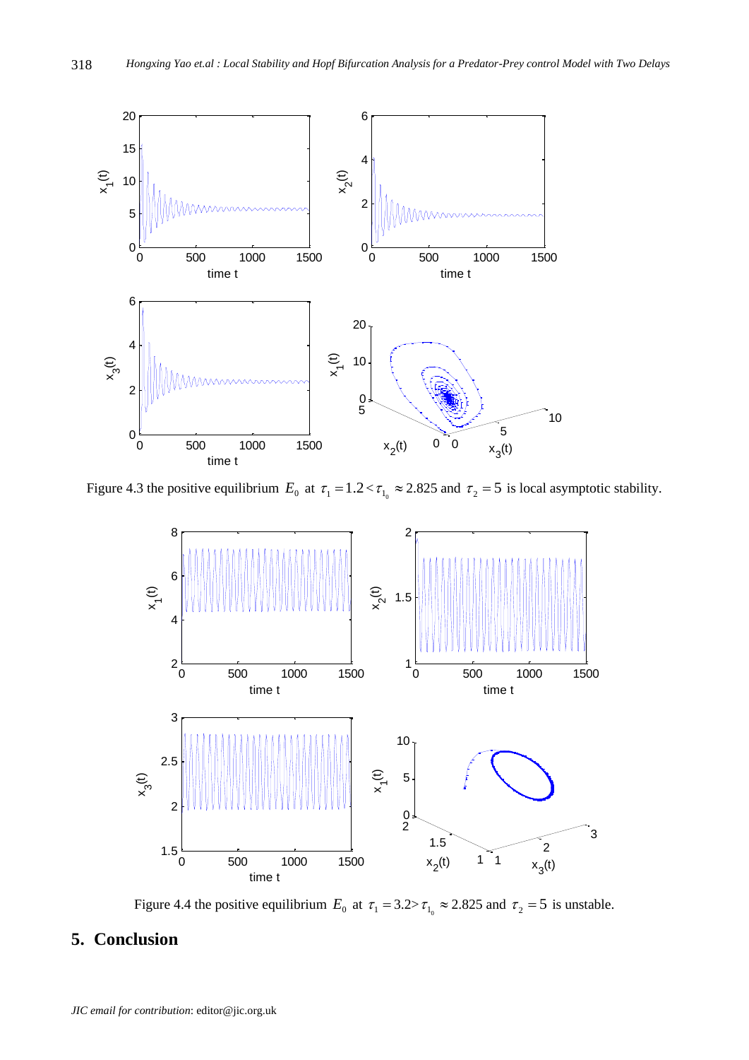Figure 4.3 the positive equilibrium $E_0$ at $\tau_1 = 1.2 < \tau_{1_0} \approx 2.825$ and $\tau_2 = 5$ is local asymptotic stability.

Figure 4.4 the positive equilibrium $E_0$ at $\tau_1 = 3.2 > \tau_{1_0} \approx 2.825$ and $\tau_2 = 5$ is unstable.

## 5. Conclusion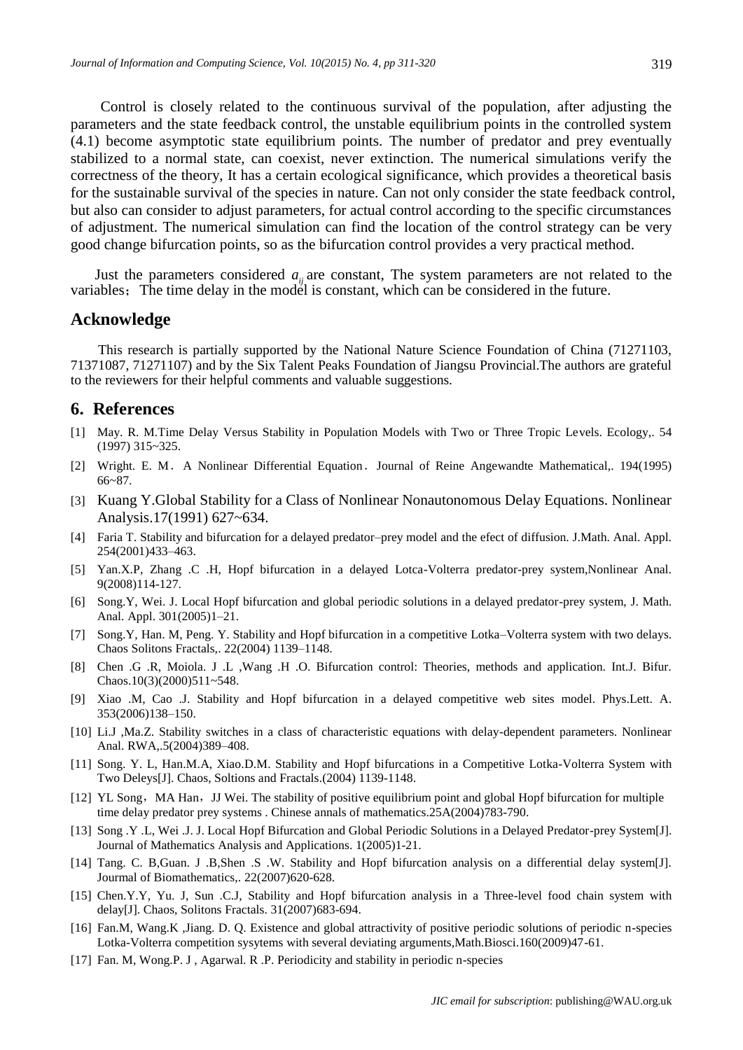Control is closely related to the continuous survival of the population, after adjusting the parameters and the state feedback control, the unstable equilibrium points in the controlled system (4.1) become asymptotic state equilibrium points. The number of predator and prey eventually stabilized to a normal state, can coexist, never extinction. The numerical simulations verify the correctness of the theory, It has a certain ecological significance, which provides a theoretical basis for the sustainable survival of the species in nature. Can not only consider the state feedback control, but also can consider to adjust parameters, for actual control according to the specific circumstances of adjustment. The numerical simulation can find the location of the control strategy can be very good change bifurcation points, so as the bifurcation control provides a very practical method.

Just the parameters considered $a_{ij}$ are constant, The system parameters are not related to the variables；The time delay in the model is constant, which can be considered in the future.

## Acknowledge

This research is partially supported by the National Nature Science Foundation of China (71271103, 71371087, 71271107) and by the Six Talent Peaks Foundation of Jiangsu Provincial.The authors are grateful to the reviewers for their helpful comments and valuable suggestions.

## 6. References

[1] May. R. M.Time Delay Versus Stability in Population Models with Two or Three Tropic Levels. Ecology,. 54 (1997) 315~325.

[2] Wright. E. M． A Nonlinear Differential Equation． Journal of Reine Angewandte Mathematical,. 194(1995) 66~87.

[3] Kuang Y.Global Stability for a Class of Nonlinear Nonautonomous Delay Equations. Nonlinear Analysis.17(1991) 627~634.

[4] Faria T. Stability and bifurcation for a delayed predator–prey model and the efect of diffusion. J.Math. Anal. Appl. 254(2001)433–463.

[5] Yan.X.P, Zhang .C .H, Hopf bifurcation in a delayed Lotca-Volterra predator-prey system,Nonlinear Anal. 9(2008)114-127.

[6] Song.Y, Wei. J. Local Hopf bifurcation and global periodic solutions in a delayed predator-prey system, J. Math. Anal. Appl. 301(2005)1–21.

[7] Song.Y, Han. M, Peng. Y. Stability and Hopf bifurcation in a competitive Lotka–Volterra system with two delays. Chaos Solitons Fractals,. 22(2004) 1139–1148.

[8] Chen .G .R, Moiola. J .L ,Wang .H .O. Bifurcation control: Theories, methods and application. Int.J. Bifur. Chaos.10(3)(2000)511~548.

[9] Xiao .M, Cao .J. Stability and Hopf bifurcation in a delayed competitive web sites model. Phys.Lett. A. 353(2006)138–150.

[10] Li.J ,Ma.Z. Stability switches in a class of characteristic equations with delay-dependent parameters. Nonlinear Anal. RWA,.5(2004)389–408.

[11] Song. Y. L, Han.M.A, Xiao.D.M. Stability and Hopf bifurcations in a Competitive Lotka-Volterra System with Two Deleys[J]. Chaos, Soltions and Fractals.(2004) 1139-1148.

[12] YL Song，MA Han，JJ Wei. The stability of positive equilibrium point and global Hopf bifurcation for multiple time delay predator prey systems . Chinese annals of mathematics.25A(2004)783-790.

[13] Song .Y .L, Wei .J. J. Local Hopf Bifurcation and Global Periodic Solutions in a Delayed Predator-prey System[J]. Journal of Mathematics Analysis and Applications. 1(2005)1-21.

[14] Tang. C. B,Guan. J .B,Shen .S .W. Stability and Hopf bifurcation analysis on a differential delay system[J]. Jourmal of Biomathematics,. 22(2007)620-628.

[15] Chen.Y.Y, Yu. J, Sun .C.J, Stability and Hopf bifurcation analysis in a Three-level food chain system with delay[J]. Chaos, Solitons Fractals. 31(2007)683-694.

[16] Fan.M, Wang.K ,Jiang. D. Q. Existence and global attractivity of positive periodic solutions of periodic n-species Lotka-Volterra competition sysytems with several deviating arguments,Math.Biosci.160(2009)47-61.

[17] Fan. M, Wong.P. J , Agarwal. R .P. Periodicity and stability in periodic n-species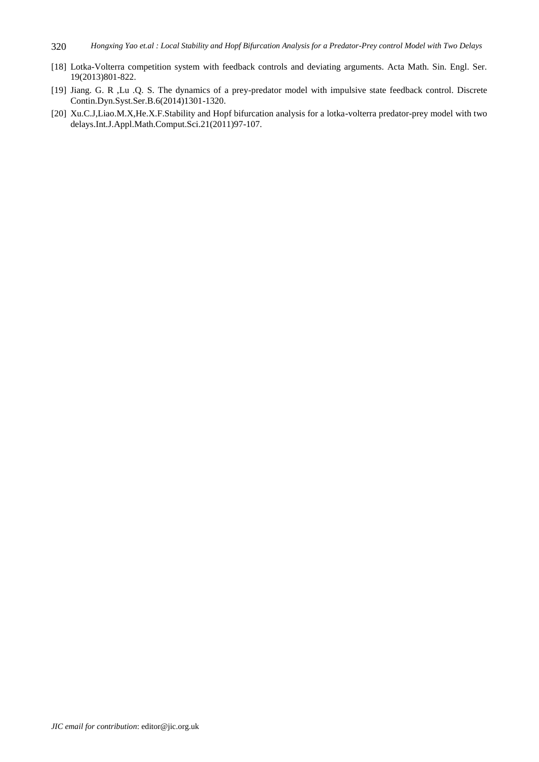[18] Lotka-Volterra competition system with feedback controls and deviating arguments. Acta Math. Sin. Engl. Ser. 19(2013)801-822.

[19] Jiang. G. R ,Lu .Q. S. The dynamics of a prey-predator model with impulsive state feedback control. Discrete Contin.Dyn.Syst.Ser.B.6(2014)1301-1320.

[20] Xu.C.J,Liao.M.X,He.X.F.Stability and Hopf bifurcation analysis for a lotka-volterra predator-prey model with two delays.Int.J.Appl.Math.Comput.Sci.21(2011)97-107.